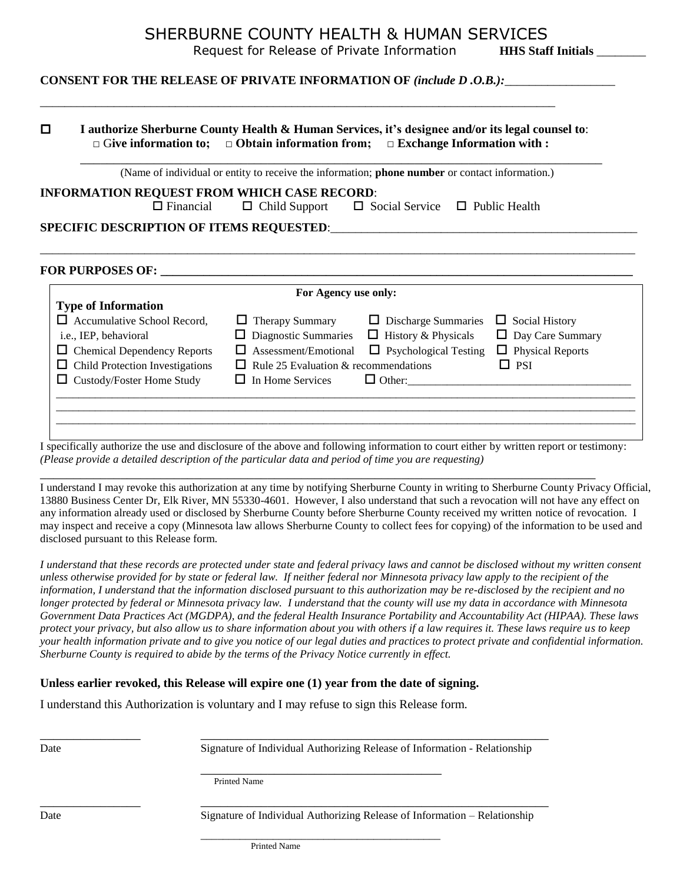# SHERBURNE COUNTY HEALTH & HUMAN SERVICES

Request for Release of Private Information **HHS Staff Initials** _______

**CONSENT FOR THE RELEASE OF PRIVATE INFORMATION OF** ***(include D .O.B.):***__________________

______________________________________________________________________________

☐ **I authorize Sherburne County Health & Human Services, it's designee and/or its legal counsel to**:
□ **Give information to;** □ **Obtain information from;** □ **Exchange Information with :**

______________________________________________________________________________

(Name of individual or entity to receive the information; **phone number** or contact information.)

**INFORMATION REQUEST FROM WHICH CASE RECORD**:
☐ Financial ☐ Child Support ☐ Social Service ☐ Public Health

**SPECIFIC DESCRIPTION OF ITEMS REQUESTED**:_____________________________________________

______________________________________________________________________________

**FOR PURPOSES OF: ______________________________________________________________**

**For Agency use only:**

**Type of Information**

| | | | |
|---|---|---|---|
| ☐ Accumulative School Record, i.e., IEP, behavioral | ☐ Therapy Summary | ☐ Discharge Summaries | ☐ Social History |
| | ☐ Diagnostic Summaries | ☐ History & Physicals | ☐ Day Care Summary |
| ☐ Chemical Dependency Reports | ☐ Assessment/Emotional | ☐ Psychological Testing | ☐ Physical Reports |
| ☐ Child Protection Investigations | ☐ Rule 25 Evaluation & recommendations | | ☐ PSI |
| ☐ Custody/Foster Home Study | ☐ In Home Services | ☐ Other:__________________ | |

______________________________________________________________________________
______________________________________________________________________________
______________________________________________________________________________

I specifically authorize the use and disclosure of the above and following information to court either by written report or testimony: *(Please provide a detailed description of the particular data and period of time you are requesting)*

______________________________________________________________________________

I understand I may revoke this authorization at any time by notifying Sherburne County in writing to Sherburne County Privacy Official, 13880 Business Center Dr, Elk River, MN 55330-4601. However, I also understand that such a revocation will not have any effect on any information already used or disclosed by Sherburne County before Sherburne County received my written notice of revocation. I may inspect and receive a copy (Minnesota law allows Sherburne County to collect fees for copying) of the information to be used and disclosed pursuant to this Release form.

*I understand that these records are protected under state and federal privacy laws and cannot be disclosed without my written consent unless otherwise provided for by state or federal law. If neither federal nor Minnesota privacy law apply to the recipient of the information, I understand that the information disclosed pursuant to this authorization may be re-disclosed by the recipient and no longer protected by federal or Minnesota privacy law. I understand that the county will use my data in accordance with Minnesota Government Data Practices Act (MGDPA), and the federal Health Insurance Portability and Accountability Act (HIPAA). These laws protect your privacy, but also allow us to share information about you with others if a law requires it. These laws require us to keep your health information private and to give you notice of our legal duties and practices to protect private and confidential information. Sherburne County is required to abide by the terms of the Privacy Notice currently in effect.*

**Unless earlier revoked, this Release will expire one (1) year from the date of signing.**

I understand this Authorization is voluntary and I may refuse to sign this Release form.

_________________ ____________________________________________________________

Date Signature of Individual Authorizing Release of Information - Relationship

____________________________________________

Printed Name

_________________ ____________________________________________________________

Date Signature of Individual Authorizing Release of Information – Relationship

____________________________________________

Printed Name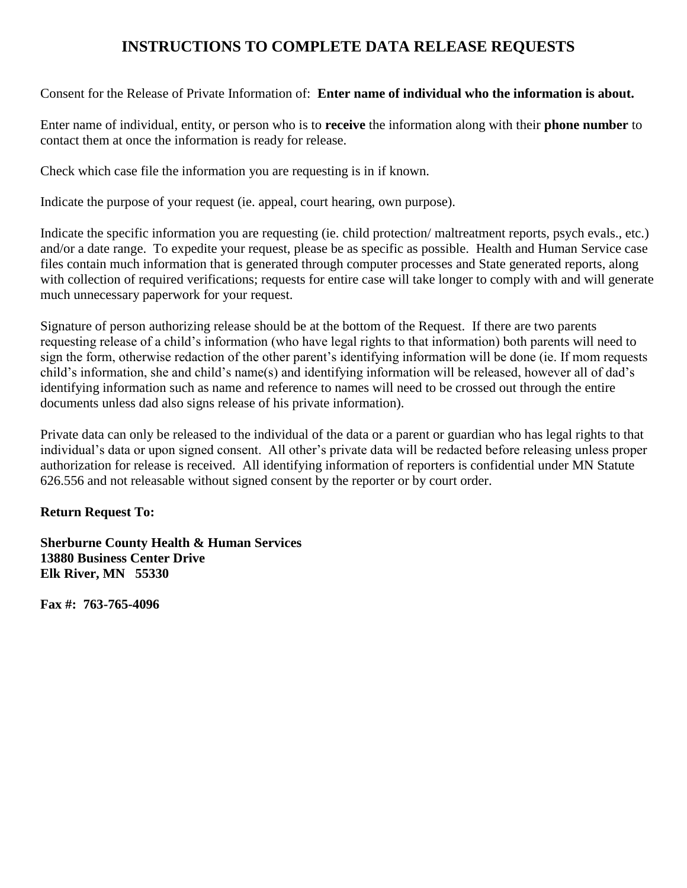# INSTRUCTIONS TO COMPLETE DATA RELEASE REQUESTS

Consent for the Release of Private Information of: **Enter name of individual who the information is about.**

Enter name of individual, entity, or person who is to **receive** the information along with their **phone number** to contact them at once the information is ready for release.

Check which case file the information you are requesting is in if known.

Indicate the purpose of your request (ie. appeal, court hearing, own purpose).

Indicate the specific information you are requesting (ie. child protection/ maltreatment reports, psych evals., etc.) and/or a date range. To expedite your request, please be as specific as possible. Health and Human Service case files contain much information that is generated through computer processes and State generated reports, along with collection of required verifications; requests for entire case will take longer to comply with and will generate much unnecessary paperwork for your request.

Signature of person authorizing release should be at the bottom of the Request. If there are two parents requesting release of a child's information (who have legal rights to that information) both parents will need to sign the form, otherwise redaction of the other parent's identifying information will be done (ie. If mom requests child's information, she and child's name(s) and identifying information will be released, however all of dad's identifying information such as name and reference to names will need to be crossed out through the entire documents unless dad also signs release of his private information).

Private data can only be released to the individual of the data or a parent or guardian who has legal rights to that individual's data or upon signed consent. All other's private data will be redacted before releasing unless proper authorization for release is received. All identifying information of reporters is confidential under MN Statute 626.556 and not releasable without signed consent by the reporter or by court order.

**Return Request To:**

**Sherburne County Health & Human Services**
**13880 Business Center Drive**
**Elk River, MN 55330**

**Fax #: 763-765-4096**